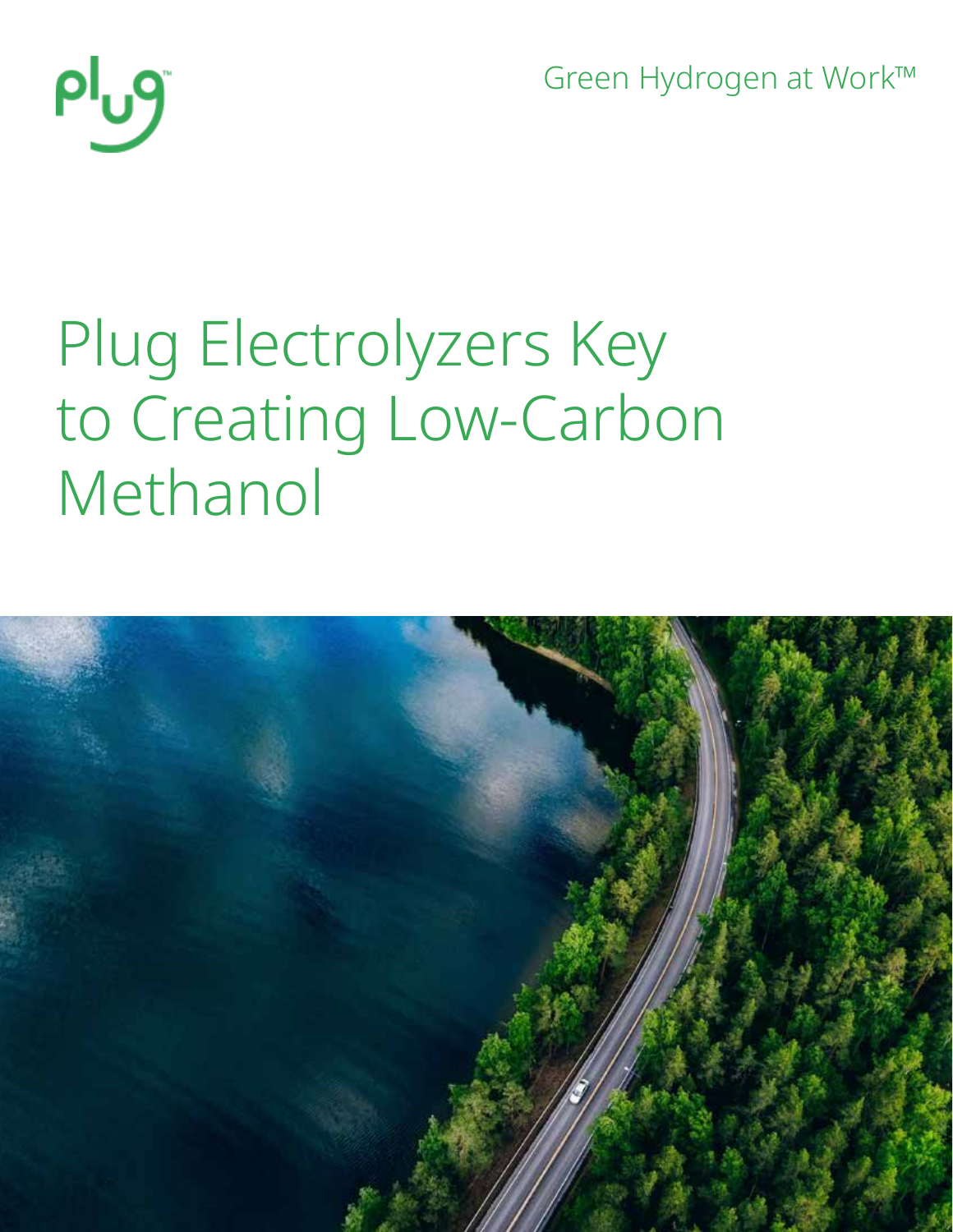plug™

Green Hydrogen at Work™

# Plug Electrolyzers Key to Creating Low-Carbon Methanol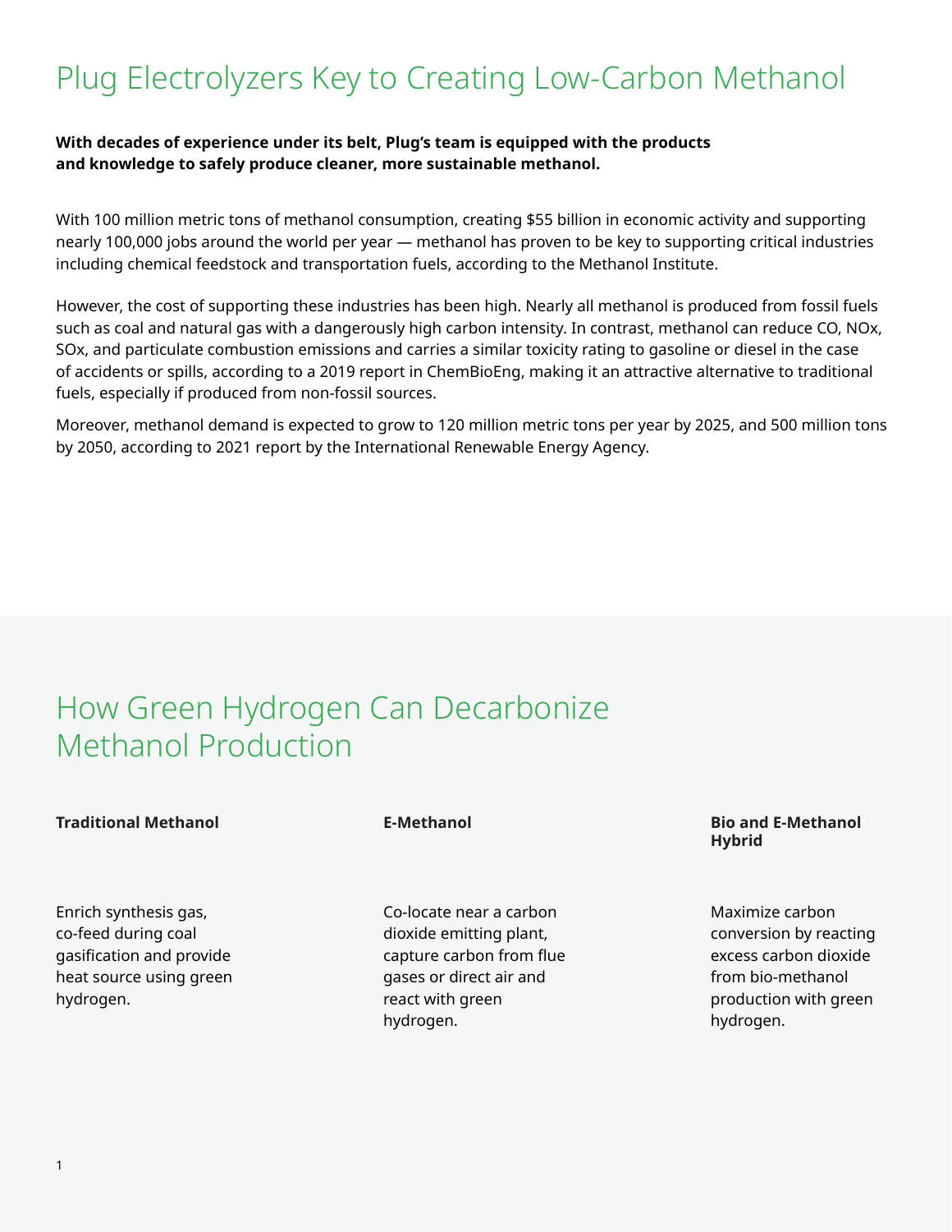# Plug Electrolyzers Key to Creating Low-Carbon Methanol

**With decades of experience under its belt, Plug's team is equipped with the products and knowledge to safely produce cleaner, more sustainable methanol.**

With 100 million metric tons of methanol consumption, creating $55 billion in economic activity and supporting nearly 100,000 jobs around the world per year — methanol has proven to be key to supporting critical industries including chemical feedstock and transportation fuels, according to the Methanol Institute.

However, the cost of supporting these industries has been high. Nearly all methanol is produced from fossil fuels such as coal and natural gas with a dangerously high carbon intensity. In contrast, methanol can reduce CO, NOx, SOx, and particulate combustion emissions and carries a similar toxicity rating to gasoline or diesel in the case of accidents or spills, according to a 2019 report in ChemBioEng, making it an attractive alternative to traditional fuels, especially if produced from non-fossil sources.

Moreover, methanol demand is expected to grow to 120 million metric tons per year by 2025, and 500 million tons by 2050, according to 2021 report by the International Renewable Energy Agency.

## How Green Hydrogen Can Decarbonize Methanol Production

**Traditional Methanol**

Enrich synthesis gas, co-feed during coal gasification and provide heat source using green hydrogen.

**E-Methanol**

Co-locate near a carbon dioxide emitting plant, capture carbon from flue gases or direct air and react with green hydrogen.

**Bio and E-Methanol Hybrid**

Maximize carbon conversion by reacting excess carbon dioxide from bio-methanol production with green hydrogen.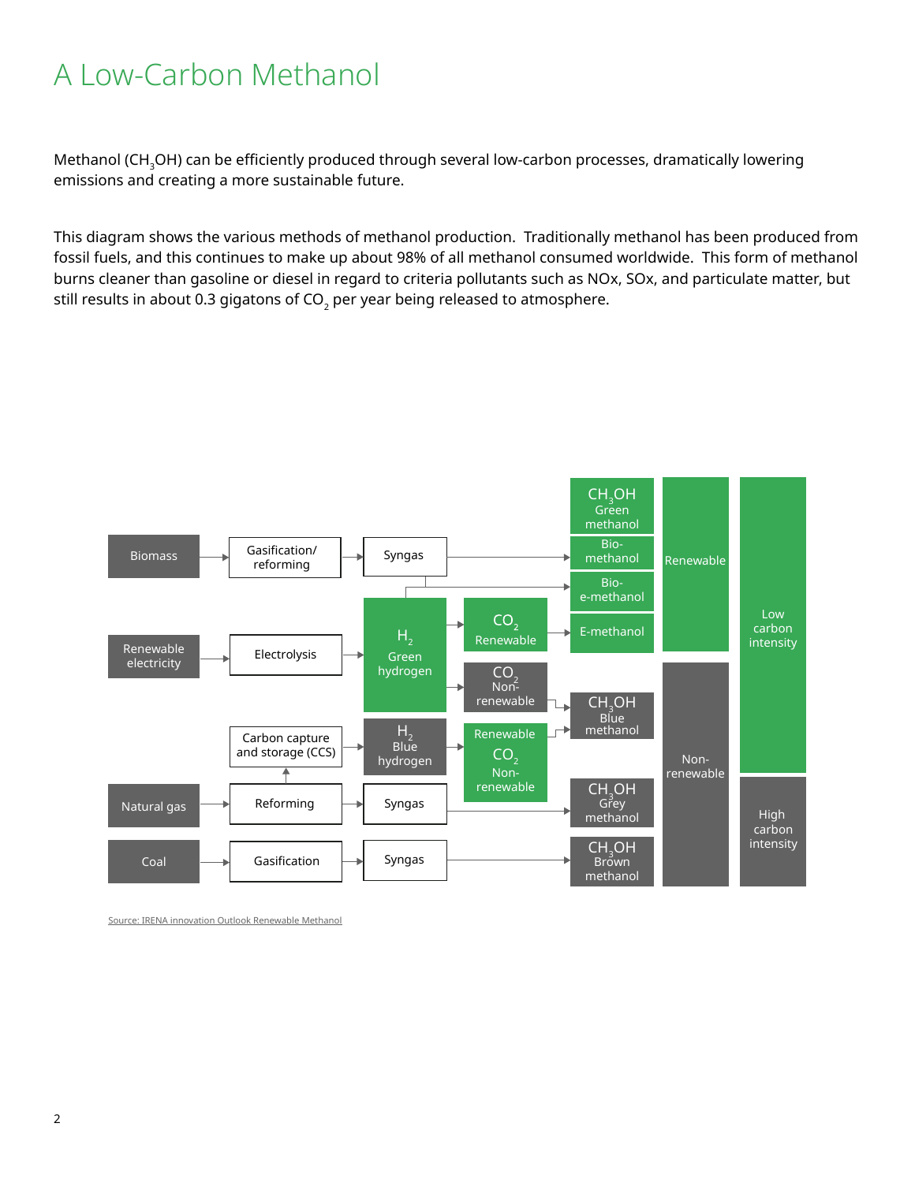# A Low-Carbon Methanol

Methanol ($CH_3OH$) can be efficiently produced through several low-carbon processes, dramatically lowering emissions and creating a more sustainable future.

This diagram shows the various methods of methanol production. Traditionally methanol has been produced from fossil fuels, and this continues to make up about 98% of all methanol consumed worldwide. This form of methanol burns cleaner than gasoline or diesel in regard to criteria pollutants such as NOx, SOx, and particulate matter, but still results in about 0.3 gigatons of $CO_2$ per year being released to atmosphere.

Source: IRENA innovation Outlook Renewable Methanol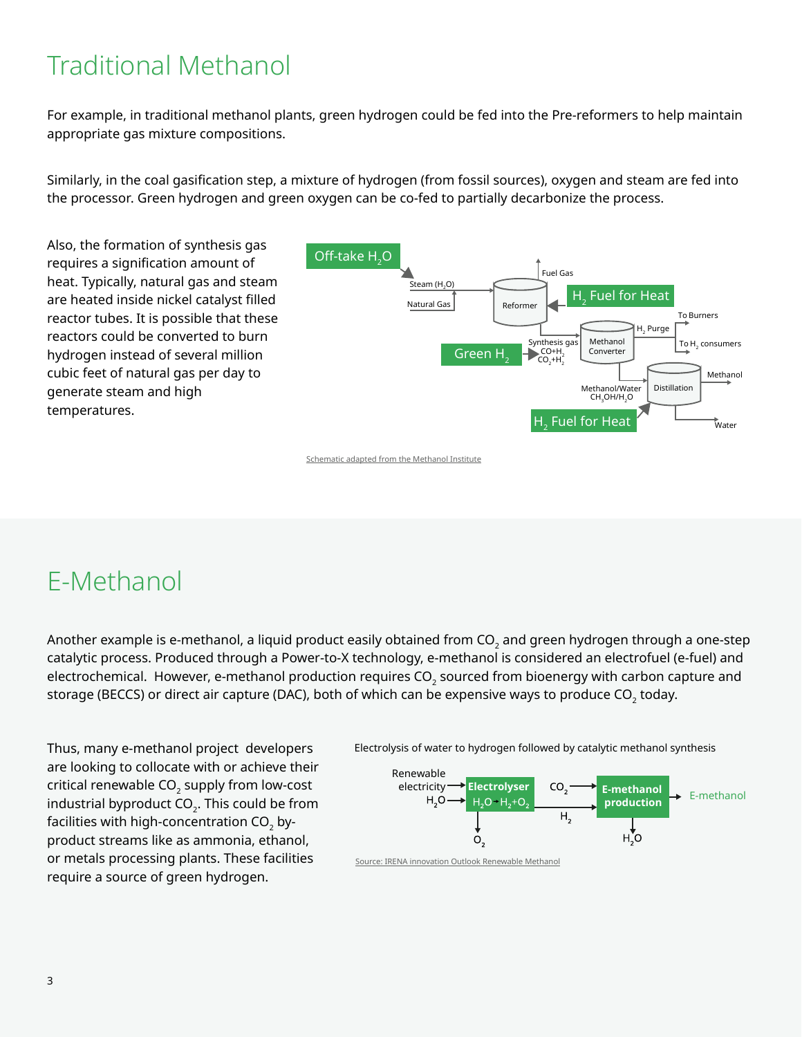# Traditional Methanol

For example, in traditional methanol plants, green hydrogen could be fed into the Pre-reformers to help maintain appropriate gas mixture compositions.

Similarly, in the coal gasification step, a mixture of hydrogen (from fossil sources), oxygen and steam are fed into the processor. Green hydrogen and green oxygen can be co-fed to partially decarbonize the process.

Also, the formation of synthesis gas requires a signification amount of heat. Typically, natural gas and steam are heated inside nickel catalyst filled reactor tubes. It is possible that these reactors could be converted to burn hydrogen instead of several million cubic feet of natural gas per day to generate steam and high temperatures.

Off-take $H_2O$

Steam ($H_2O$)

Natural Gas

Fuel Gas

Reformer

$H_2$ Fuel for Heat

Green $H_2$

Synthesis gas $CO+H_2$ $CO_2+H_2$

Methanol Converter

$H_2$ Purge

To Burners

To $H_2$ consumers

Methanol/Water $CH_3OH/H_2O$

Distillation

Methanol

$H_2$ Fuel for Heat

Water

Schematic adapted from the Methanol Institute

# E-Methanol

Another example is e-methanol, a liquid product easily obtained from $CO_2$ and green hydrogen through a one-step catalytic process. Produced through a Power-to-X technology, e-methanol is considered an electrofuel (e-fuel) and electrochemical. However, e-methanol production requires $CO_2$ sourced from bioenergy with carbon capture and storage (BECCS) or direct air capture (DAC), both of which can be expensive ways to produce $CO_2$ today.

Thus, many e-methanol project developers are looking to collocate with or achieve their critical renewable $CO_2$ supply from low-cost industrial byproduct $CO_2$. This could be from facilities with high-concentration $CO_2$ by-product streams like as ammonia, ethanol, or metals processing plants. These facilities require a source of green hydrogen.

Electrolysis of water to hydrogen followed by catalytic methanol synthesis

Renewable electricity

$H_2O$

Electrolyser $H_2O \rightarrow H_2+O_2$

$O_2$

$CO_2$

$H_2$

E-methanol production

$H_2O$

E-methanol

Source: IRENA innovation Outlook Renewable Methanol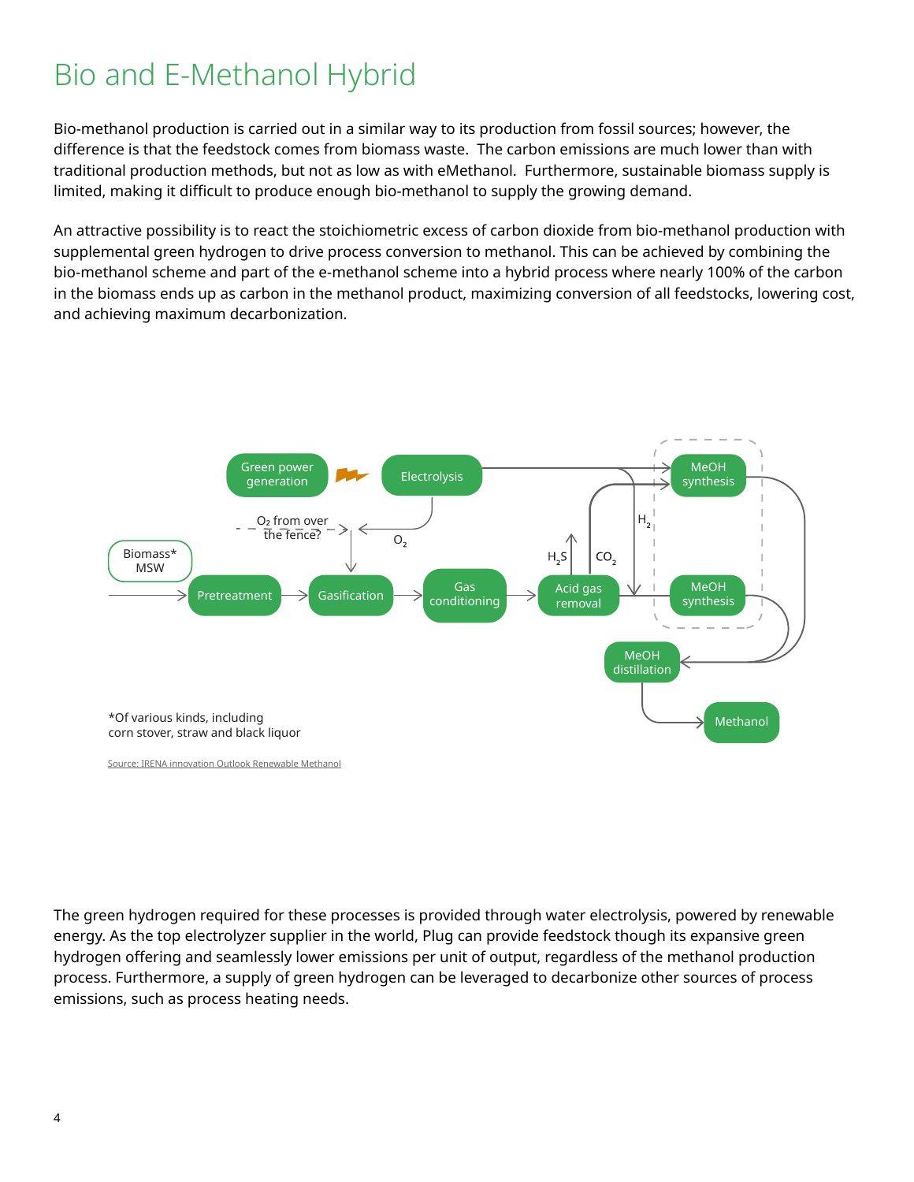# Bio and E-Methanol Hybrid

Bio-methanol production is carried out in a similar way to its production from fossil sources; however, the difference is that the feedstock comes from biomass waste. The carbon emissions are much lower than with traditional production methods, but not as low as with eMethanol. Furthermore, sustainable biomass supply is limited, making it difficult to produce enough bio-methanol to supply the growing demand.

An attractive possibility is to react the stoichiometric excess of carbon dioxide from bio-methanol production with supplemental green hydrogen to drive process conversion to methanol. This can be achieved by combining the bio-methanol scheme and part of the e-methanol scheme into a hybrid process where nearly 100% of the carbon in the biomass ends up as carbon in the methanol product, maximizing conversion of all feedstocks, lowering cost, and achieving maximum decarbonization.

*Of various kinds, including corn stover, straw and black liquor

Source: IRENA innovation Outlook Renewable Methanol

The green hydrogen required for these processes is provided through water electrolysis, powered by renewable energy. As the top electrolyzer supplier in the world, Plug can provide feedstock though its expansive green hydrogen offering and seamlessly lower emissions per unit of output, regardless of the methanol production process. Furthermore, a supply of green hydrogen can be leveraged to decarbonize other sources of process emissions, such as process heating needs.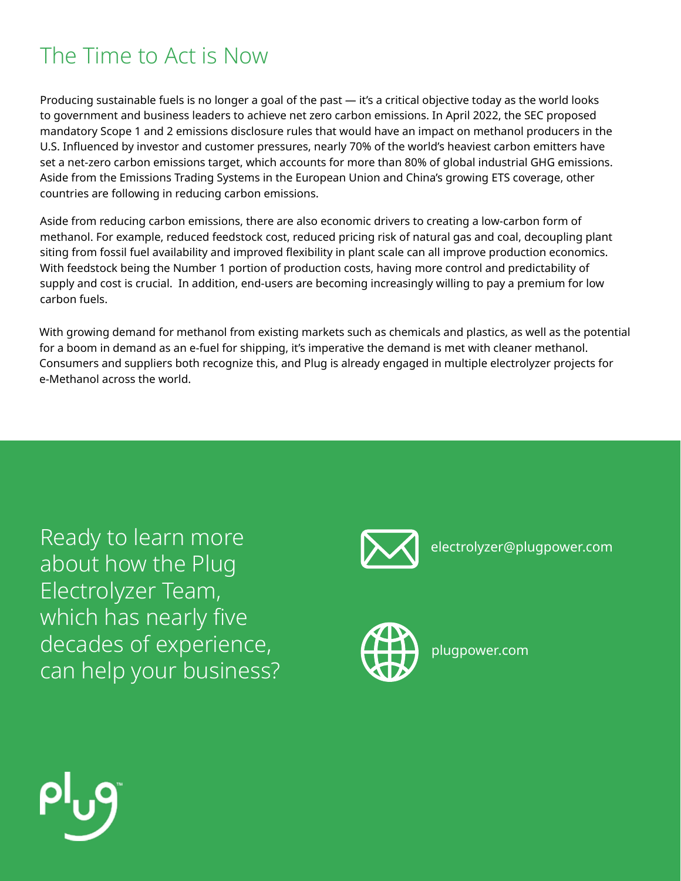# The Time to Act is Now

Producing sustainable fuels is no longer a goal of the past — it's a critical objective today as the world looks to government and business leaders to achieve net zero carbon emissions. In April 2022, the SEC proposed mandatory Scope 1 and 2 emissions disclosure rules that would have an impact on methanol producers in the U.S. Influenced by investor and customer pressures, nearly 70% of the world's heaviest carbon emitters have set a net-zero carbon emissions target, which accounts for more than 80% of global industrial GHG emissions. Aside from the Emissions Trading Systems in the European Union and China's growing ETS coverage, other countries are following in reducing carbon emissions.

Aside from reducing carbon emissions, there are also economic drivers to creating a low-carbon form of methanol. For example, reduced feedstock cost, reduced pricing risk of natural gas and coal, decoupling plant siting from fossil fuel availability and improved flexibility in plant scale can all improve production economics. With feedstock being the Number 1 portion of production costs, having more control and predictability of supply and cost is crucial. In addition, end-users are becoming increasingly willing to pay a premium for low carbon fuels.

With growing demand for methanol from existing markets such as chemicals and plastics, as well as the potential for a boom in demand as an e-fuel for shipping, it's imperative the demand is met with cleaner methanol. Consumers and suppliers both recognize this, and Plug is already engaged in multiple electrolyzer projects for e-Methanol across the world.

Ready to learn more about how the Plug Electrolyzer Team, which has nearly five decades of experience, can help your business?

electrolyzer@plugpower.com

plugpower.com

plug™